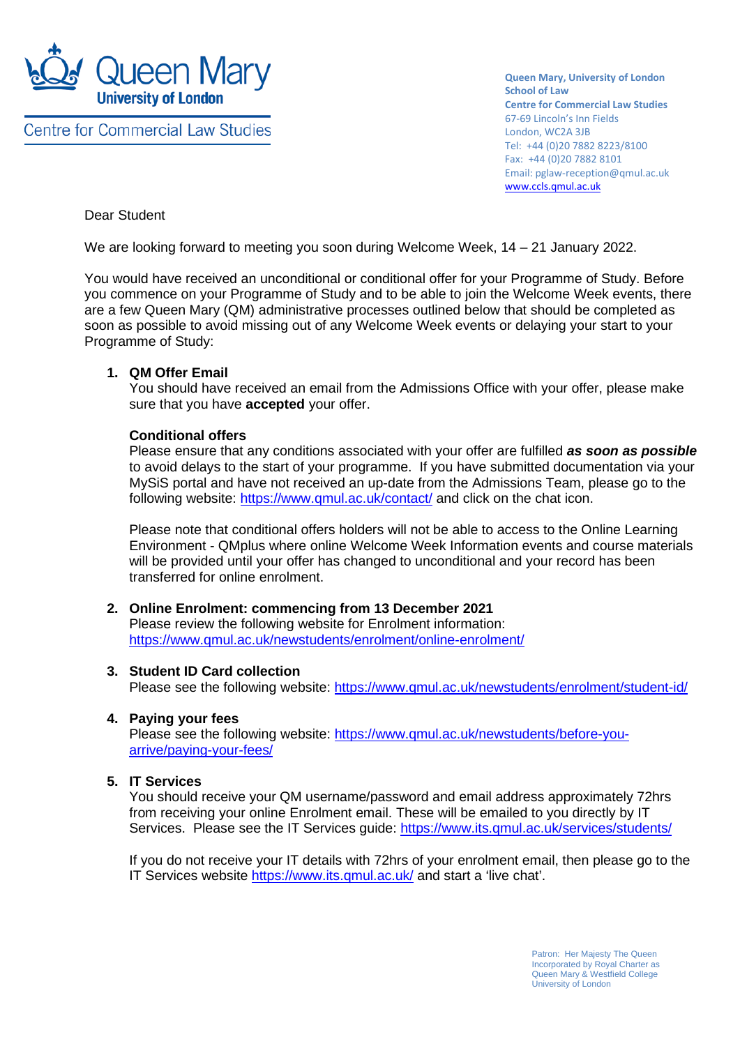Queen Mary University of London

Centre for Commercial Law Studies

Queen Mary, University of London
School of Law
Centre for Commercial Law Studies
67-69 Lincoln's Inn Fields
London, WC2A 3JB
Tel: +44 (0)20 7882 8223/8100
Fax: +44 (0)20 7882 8101
Email: pglaw-reception@qmul.ac.uk
www.ccls.qmul.ac.uk

Dear Student

We are looking forward to meeting you soon during Welcome Week, 14 – 21 January 2022.

You would have received an unconditional or conditional offer for your Programme of Study. Before you commence on your Programme of Study and to be able to join the Welcome Week events, there are a few Queen Mary (QM) administrative processes outlined below that should be completed as soon as possible to avoid missing out of any Welcome Week events or delaying your start to your Programme of Study:

1. **QM Offer Email**
   You should have received an email from the Admissions Office with your offer, please make sure that you have **accepted** your offer.

   **Conditional offers**
   Please ensure that any conditions associated with your offer are fulfilled ***as soon as possible*** to avoid delays to the start of your programme. If you have submitted documentation via your MySiS portal and have not received an up-date from the Admissions Team, please go to the following website: https://www.qmul.ac.uk/contact/ and click on the chat icon.

   Please note that conditional offers holders will not be able to access to the Online Learning Environment - QMplus where online Welcome Week Information events and course materials will be provided until your offer has changed to unconditional and your record has been transferred for online enrolment.

2. **Online Enrolment: commencing from 13 December 2021**
   Please review the following website for Enrolment information:
   https://www.qmul.ac.uk/newstudents/enrolment/online-enrolment/

3. **Student ID Card collection**
   Please see the following website: https://www.qmul.ac.uk/newstudents/enrolment/student-id/

4. **Paying your fees**
   Please see the following website: https://www.qmul.ac.uk/newstudents/before-you-arrive/paying-your-fees/

5. **IT Services**
   You should receive your QM username/password and email address approximately 72hrs from receiving your online Enrolment email. These will be emailed to you directly by IT Services. Please see the IT Services guide: https://www.its.qmul.ac.uk/services/students/

   If you do not receive your IT details with 72hrs of your enrolment email, then please go to the IT Services website https://www.its.qmul.ac.uk/ and start a 'live chat'.

Patron: Her Majesty The Queen
Incorporated by Royal Charter as
Queen Mary & Westfield College
University of London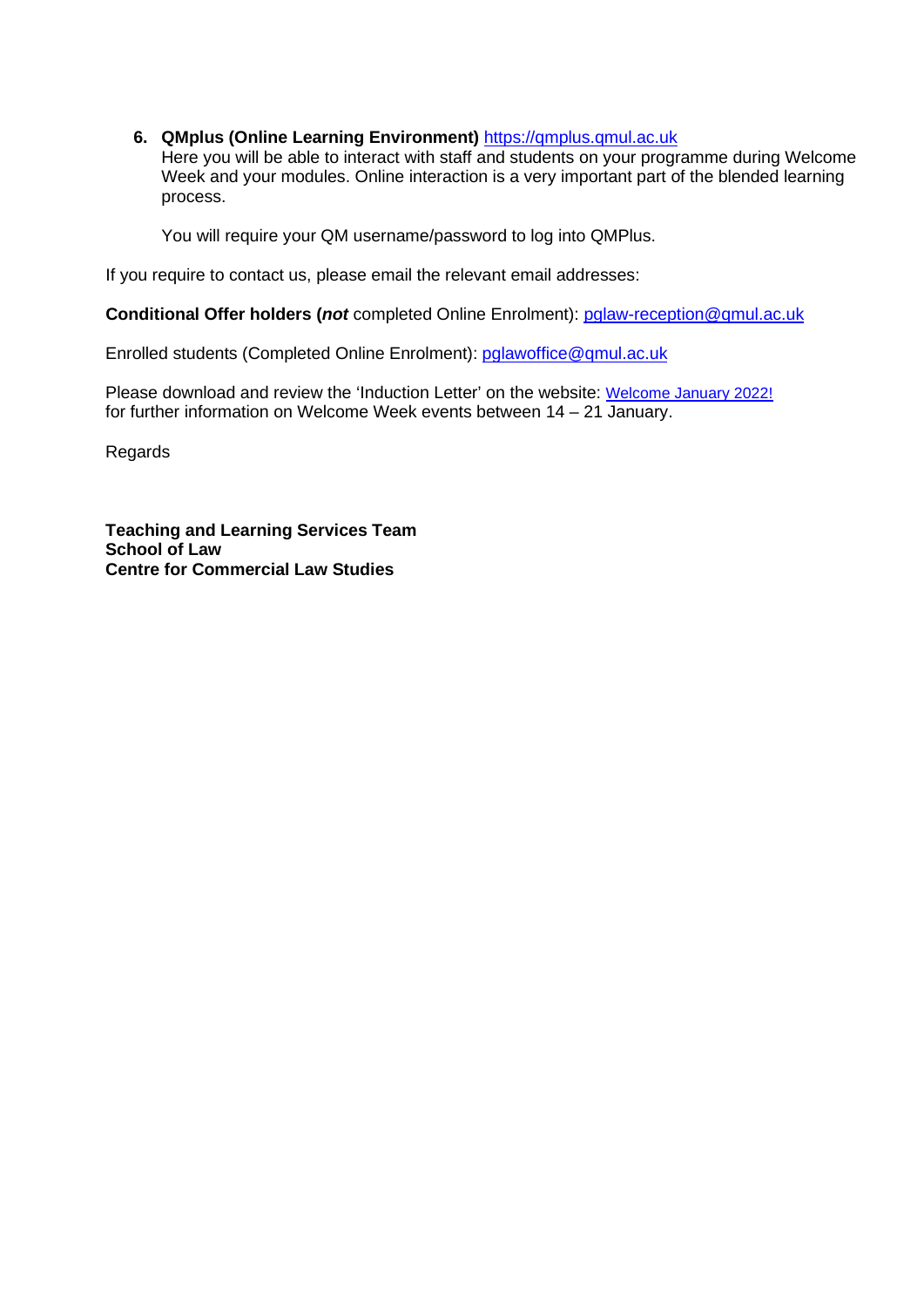6. **QMplus (Online Learning Environment)** https://qmplus.qmul.ac.uk
   Here you will be able to interact with staff and students on your programme during Welcome Week and your modules. Online interaction is a very important part of the blended learning process.

   You will require your QM username/password to log into QMPlus.

If you require to contact us, please email the relevant email addresses:

**Conditional Offer holders (*not*** completed Online Enrolment): pglaw-reception@qmul.ac.uk

Enrolled students (Completed Online Enrolment): pglawoffice@qmul.ac.uk

Please download and review the 'Induction Letter' on the website: Welcome January 2022!
for further information on Welcome Week events between 14 – 21 January.

Regards

**Teaching and Learning Services Team**
**School of Law**
**Centre for Commercial Law Studies**